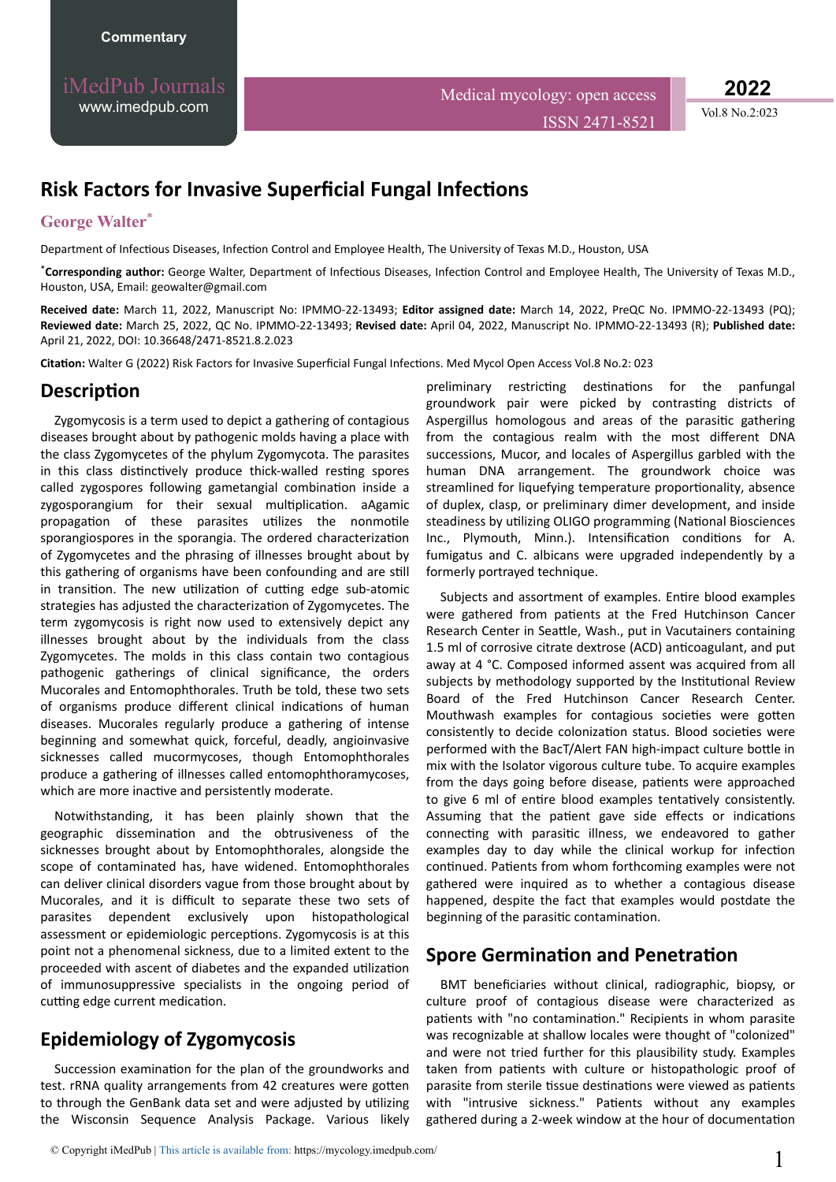Commentary

# Risk Factors for Invasive Superficial Fungal Infections

**George Walter***

Department of Infectious Diseases, Infection Control and Employee Health, The University of Texas M.D., Houston, USA

***Corresponding author:** George Walter, Department of Infectious Diseases, Infection Control and Employee Health, The University of Texas M.D., Houston, USA, Email: geowalter@gmail.com

**Received date:** March 11, 2022, Manuscript No: IPMMO-22-13493; **Editor assigned date:** March 14, 2022, PreQC No. IPMMO-22-13493 (PQ); **Reviewed date:** March 25, 2022, QC No. IPMMO-22-13493; **Revised date:** April 04, 2022, Manuscript No. IPMMO-22-13493 (R); **Published date:** April 21, 2022, DOI: 10.36648/2471-8521.8.2.023

**Citation:** Walter G (2022) Risk Factors for Invasive Superficial Fungal Infections. Med Mycol Open Access Vol.8 No.2: 023

## Description

Zygomycosis is a term used to depict a gathering of contagious diseases brought about by pathogenic molds having a place with the class Zygomycetes of the phylum Zygomycota. The parasites in this class distinctively produce thick-walled resting spores called zygospores following gametangial combination inside a zygosporangium for their sexual multiplication. aAgamic propagation of these parasites utilizes the nonmotile sporangiospores in the sporangia. The ordered characterization of Zygomycetes and the phrasing of illnesses brought about by this gathering of organisms have been confounding and are still in transition. The new utilization of cutting edge sub-atomic strategies has adjusted the characterization of Zygomycetes. The term zygomycosis is right now used to extensively depict any illnesses brought about by the individuals from the class Zygomycetes. The molds in this class contain two contagious pathogenic gatherings of clinical significance, the orders Mucorales and Entomophthorales. Truth be told, these two sets of organisms produce different clinical indications of human diseases. Mucorales regularly produce a gathering of intense beginning and somewhat quick, forceful, deadly, angioinvasive sicknesses called mucormycoses, though Entomophthorales produce a gathering of illnesses called entomophthoramycoses, which are more inactive and persistently moderate.

Notwithstanding, it has been plainly shown that the geographic dissemination and the obtrusiveness of the sicknesses brought about by Entomophthorales, alongside the scope of contaminated has, have widened. Entomophthorales can deliver clinical disorders vague from those brought about by Mucorales, and it is difficult to separate these two sets of parasites dependent exclusively upon histopathological assessment or epidemiologic perceptions. Zygomycosis is at this point not a phenomenal sickness, due to a limited extent to the proceeded with ascent of diabetes and the expanded utilization of immunosuppressive specialists in the ongoing period of cutting edge current medication.

## Epidemiology of Zygomycosis

Succession examination for the plan of the groundworks and test. rRNA quality arrangements from 42 creatures were gotten to through the GenBank data set and were adjusted by utilizing the Wisconsin Sequence Analysis Package. Various likely preliminary restricting destinations for the panfungal groundwork pair were picked by contrasting districts of Aspergillus homologous and areas of the parasitic gathering from the contagious realm with the most different DNA successions, Mucor, and locales of Aspergillus garbled with the human DNA arrangement. The groundwork choice was streamlined for liquefying temperature proportionality, absence of duplex, clasp, or preliminary dimer development, and inside steadiness by utilizing OLIGO programming (National Biosciences Inc., Plymouth, Minn.). Intensification conditions for A. fumigatus and C. albicans were upgraded independently by a formerly portrayed technique.

Subjects and assortment of examples. Entire blood examples were gathered from patients at the Fred Hutchinson Cancer Research Center in Seattle, Wash., put in Vacutainers containing 1.5 ml of corrosive citrate dextrose (ACD) anticoagulant, and put away at 4 °C. Composed informed assent was acquired from all subjects by methodology supported by the Institutional Review Board of the Fred Hutchinson Cancer Research Center. Mouthwash examples for contagious societies were gotten consistently to decide colonization status. Blood societies were performed with the BacT/Alert FAN high-impact culture bottle in mix with the Isolator vigorous culture tube. To acquire examples from the days going before disease, patients were approached to give 6 ml of entire blood examples tentatively consistently. Assuming that the patient gave side effects or indications connecting with parasitic illness, we endeavored to gather examples day to day while the clinical workup for infection continued. Patients from whom forthcoming examples were not gathered were inquired as to whether a contagious disease happened, despite the fact that examples would postdate the beginning of the parasitic contamination.

## Spore Germination and Penetration

BMT beneficiaries without clinical, radiographic, biopsy, or culture proof of contagious disease were characterized as patients with "no contamination." Recipients in whom parasite was recognizable at shallow locales were thought of "colonized" and were not tried further for this plausibility study. Examples taken from patients with culture or histopathologic proof of parasite from sterile tissue destinations were viewed as patients with "intrusive sickness." Patients without any examples gathered during a 2-week window at the hour of documentation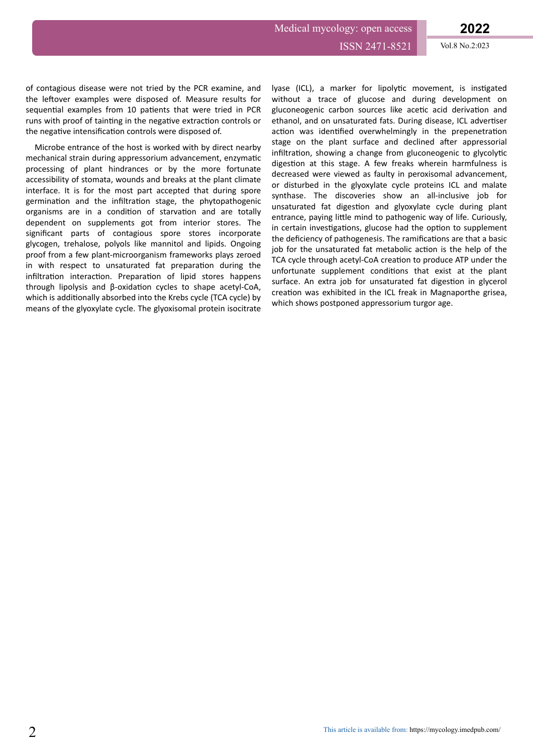of contagious disease were not tried by the PCR examine, and the leftover examples were disposed of. Measure results for sequential examples from 10 patients that were tried in PCR runs with proof of tainting in the negative extraction controls or the negative intensification controls were disposed of.

Microbe entrance of the host is worked with by direct nearby mechanical strain during appressorium advancement, enzymatic processing of plant hindrances or by the more fortunate accessibility of stomata, wounds and breaks at the plant climate interface. It is for the most part accepted that during spore germination and the infiltration stage, the phytopathogenic organisms are in a condition of starvation and are totally dependent on supplements got from interior stores. The significant parts of contagious spore stores incorporate glycogen, trehalose, polyols like mannitol and lipids. Ongoing proof from a few plant-microorganism frameworks plays zeroed in with respect to unsaturated fat preparation during the infiltration interaction. Preparation of lipid stores happens through lipolysis and β-oxidation cycles to shape acetyl-CoA, which is additionally absorbed into the Krebs cycle (TCA cycle) by means of the glyoxylate cycle. The glyoxisomal protein isocitrate lyase (ICL), a marker for lipolytic movement, is instigated without a trace of glucose and during development on gluconeogenic carbon sources like acetic acid derivation and ethanol, and on unsaturated fats. During disease, ICL advertiser action was identified overwhelmingly in the prepenetration stage on the plant surface and declined after appressorial infiltration, showing a change from gluconeogenic to glycolytic digestion at this stage. A few freaks wherein harmfulness is decreased were viewed as faulty in peroxisomal advancement, or disturbed in the glyoxylate cycle proteins ICL and malate synthase. The discoveries show an all-inclusive job for unsaturated fat digestion and glyoxylate cycle during plant entrance, paying little mind to pathogenic way of life. Curiously, in certain investigations, glucose had the option to supplement the deficiency of pathogenesis. The ramifications are that a basic job for the unsaturated fat metabolic action is the help of the TCA cycle through acetyl-CoA creation to produce ATP under the unfortunate supplement conditions that exist at the plant surface. An extra job for unsaturated fat digestion in glycerol creation was exhibited in the ICL freak in Magnaporthe grisea, which shows postponed appressorium turgor age.